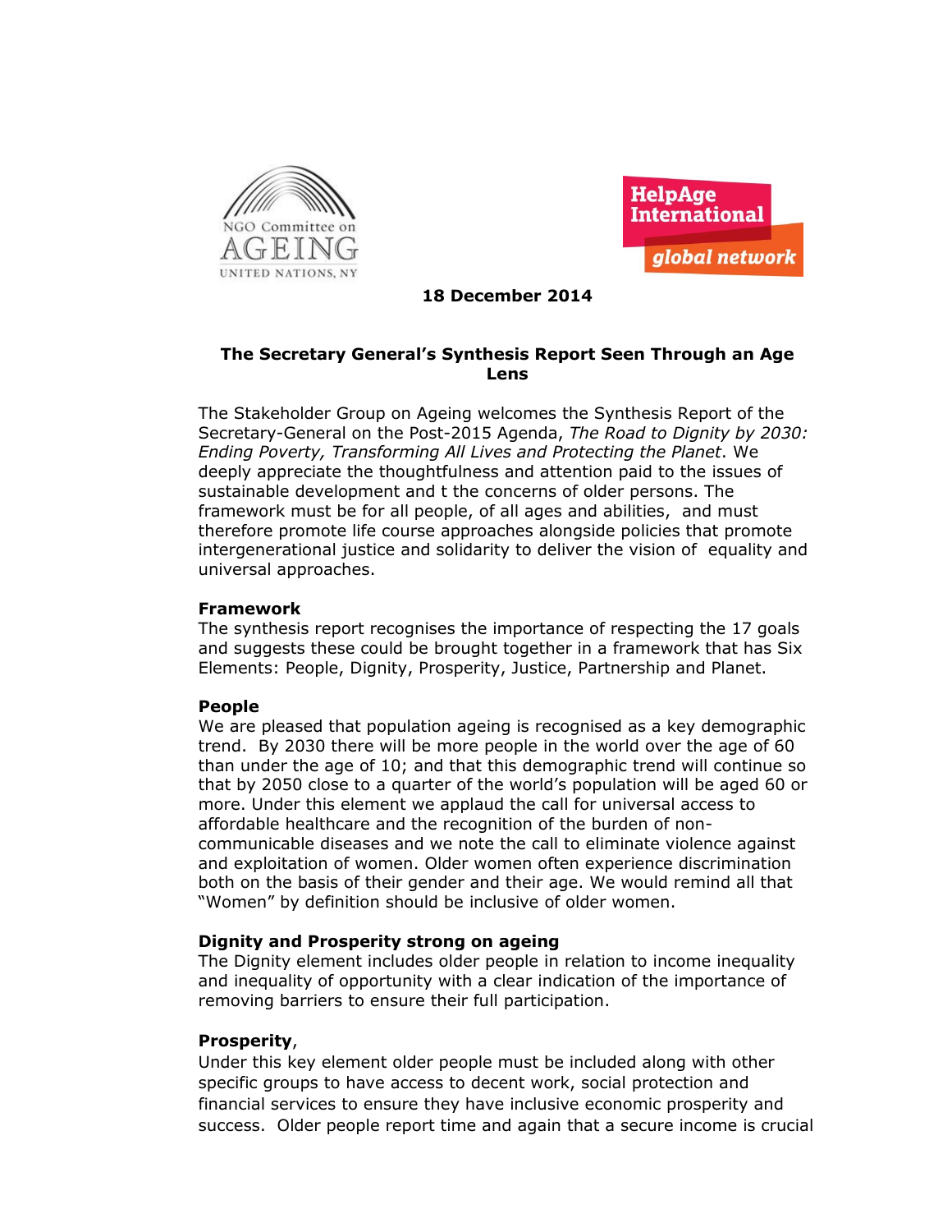NGO Committee on AGEING UNITED NATIONS, NY

HelpAge International global network

**18 December 2014**

**The Secretary General's Synthesis Report Seen Through an Age Lens**

The Stakeholder Group on Ageing welcomes the Synthesis Report of the Secretary-General on the Post-2015 Agenda, *The Road to Dignity by 2030: Ending Poverty, Transforming All Lives and Protecting the Planet*. We deeply appreciate the thoughtfulness and attention paid to the issues of sustainable development and t the concerns of older persons. The framework must be for all people, of all ages and abilities, and must therefore promote life course approaches alongside policies that promote intergenerational justice and solidarity to deliver the vision of equality and universal approaches.

**Framework**

The synthesis report recognises the importance of respecting the 17 goals and suggests these could be brought together in a framework that has Six Elements: People, Dignity, Prosperity, Justice, Partnership and Planet.

**People**

We are pleased that population ageing is recognised as a key demographic trend. By 2030 there will be more people in the world over the age of 60 than under the age of 10; and that this demographic trend will continue so that by 2050 close to a quarter of the world's population will be aged 60 or more. Under this element we applaud the call for universal access to affordable healthcare and the recognition of the burden of non-communicable diseases and we note the call to eliminate violence against and exploitation of women. Older women often experience discrimination both on the basis of their gender and their age. We would remind all that "Women" by definition should be inclusive of older women.

**Dignity and Prosperity strong on ageing**

The Dignity element includes older people in relation to income inequality and inequality of opportunity with a clear indication of the importance of removing barriers to ensure their full participation.

**Prosperity**,

Under this key element older people must be included along with other specific groups to have access to decent work, social protection and financial services to ensure they have inclusive economic prosperity and success. Older people report time and again that a secure income is crucial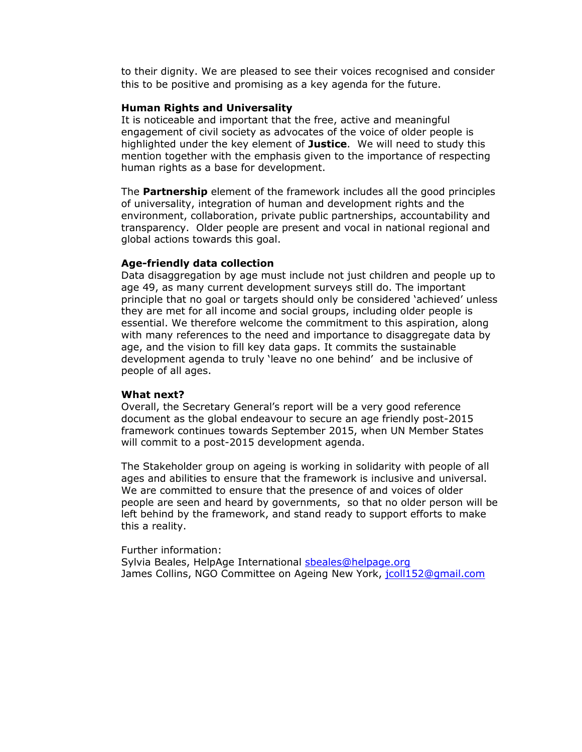to their dignity. We are pleased to see their voices recognised and consider this to be positive and promising as a key agenda for the future.

**Human Rights and Universality**
It is noticeable and important that the free, active and meaningful engagement of civil society as advocates of the voice of older people is highlighted under the key element of **Justice**. We will need to study this mention together with the emphasis given to the importance of respecting human rights as a base for development.

The **Partnership** element of the framework includes all the good principles of universality, integration of human and development rights and the environment, collaboration, private public partnerships, accountability and transparency. Older people are present and vocal in national regional and global actions towards this goal.

**Age-friendly data collection**
Data disaggregation by age must include not just children and people up to age 49, as many current development surveys still do. The important principle that no goal or targets should only be considered 'achieved' unless they are met for all income and social groups, including older people is essential. We therefore welcome the commitment to this aspiration, along with many references to the need and importance to disaggregate data by age, and the vision to fill key data gaps. It commits the sustainable development agenda to truly 'leave no one behind' and be inclusive of people of all ages.

**What next?**
Overall, the Secretary General's report will be a very good reference document as the global endeavour to secure an age friendly post-2015 framework continues towards September 2015, when UN Member States will commit to a post-2015 development agenda.

The Stakeholder group on ageing is working in solidarity with people of all ages and abilities to ensure that the framework is inclusive and universal. We are committed to ensure that the presence of and voices of older people are seen and heard by governments, so that no older person will be left behind by the framework, and stand ready to support efforts to make this a reality.

Further information:
Sylvia Beales, HelpAge International sbeales@helpage.org
James Collins, NGO Committee on Ageing New York, jcoll152@gmail.com